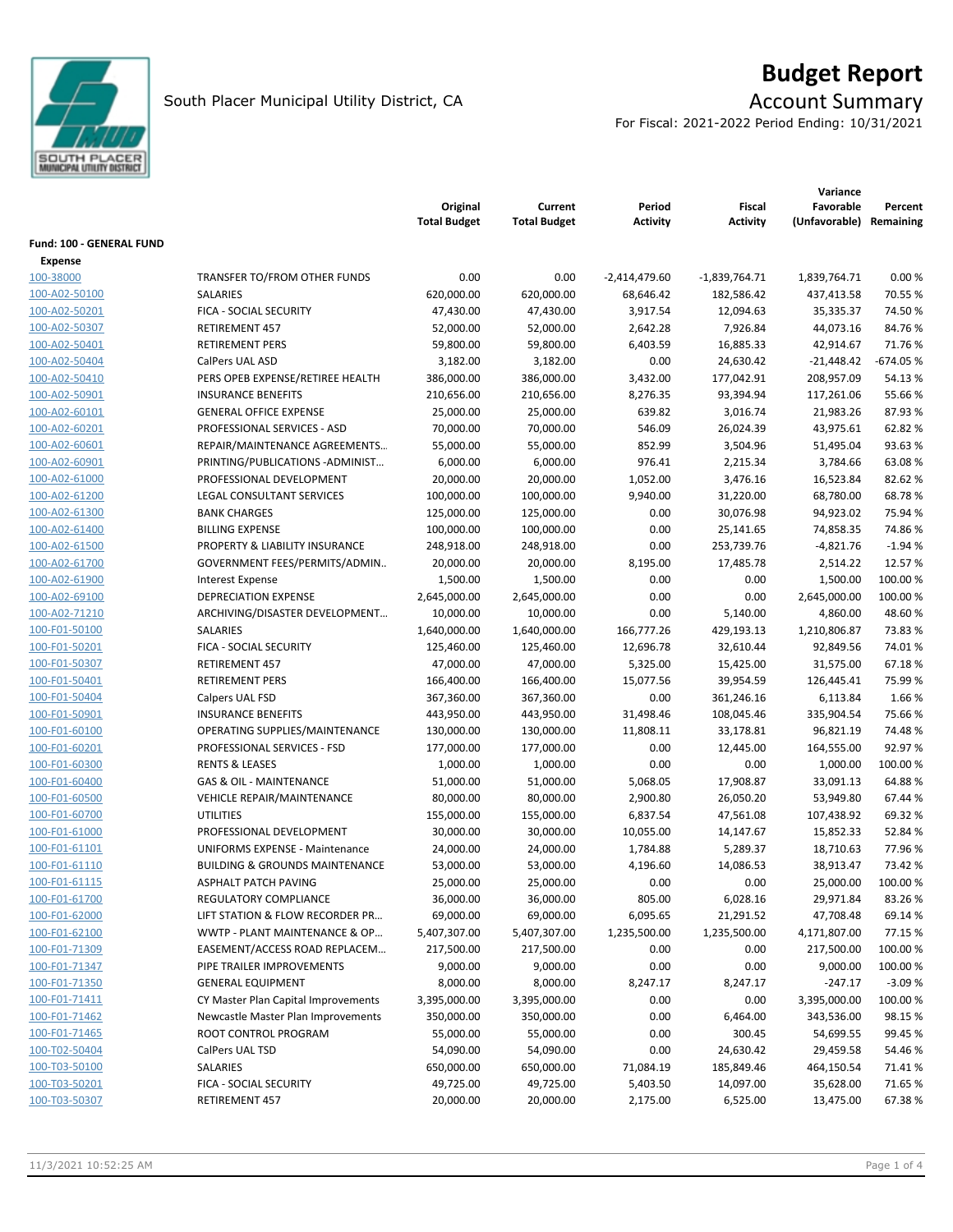# Budget Report

South Placer Municipal Utility District, CA

## Account Summary

For Fiscal: 2021-2022 Period Ending: 10/31/2021

| | | Original Total Budget | Current Total Budget | Period Activity | Fiscal Activity | Variance Favorable (Unfavorable) | Percent Remaining |
|---|---|---|---|---|---|---|---|
| **Fund: 100 - GENERAL FUND** | | | | | | | |
| **Expense** | | | | | | | |
| 100-38000 | TRANSFER TO/FROM OTHER FUNDS | 0.00 | 0.00 | -2,414,479.60 | -1,839,764.71 | 1,839,764.71 | 0.00 % |
| 100-A02-50100 | SALARIES | 620,000.00 | 620,000.00 | 68,646.42 | 182,586.42 | 437,413.58 | 70.55 % |
| 100-A02-50201 | FICA - SOCIAL SECURITY | 47,430.00 | 47,430.00 | 3,917.54 | 12,094.63 | 35,335.37 | 74.50 % |
| 100-A02-50307 | RETIREMENT 457 | 52,000.00 | 52,000.00 | 2,642.28 | 7,926.84 | 44,073.16 | 84.76 % |
| 100-A02-50401 | RETIREMENT PERS | 59,800.00 | 59,800.00 | 6,403.59 | 16,885.33 | 42,914.67 | 71.76 % |
| 100-A02-50404 | CalPers UAL ASD | 3,182.00 | 3,182.00 | 0.00 | 24,630.42 | -21,448.42 | -674.05 % |
| 100-A02-50410 | PERS OPEB EXPENSE/RETIREE HEALTH | 386,000.00 | 386,000.00 | 3,432.00 | 177,042.91 | 208,957.09 | 54.13 % |
| 100-A02-50901 | INSURANCE BENEFITS | 210,656.00 | 210,656.00 | 8,276.35 | 93,394.94 | 117,261.06 | 55.66 % |
| 100-A02-60101 | GENERAL OFFICE EXPENSE | 25,000.00 | 25,000.00 | 639.82 | 3,016.74 | 21,983.26 | 87.93 % |
| 100-A02-60201 | PROFESSIONAL SERVICES - ASD | 70,000.00 | 70,000.00 | 546.09 | 26,024.39 | 43,975.61 | 62.82 % |
| 100-A02-60601 | REPAIR/MAINTENANCE AGREEMENTS… | 55,000.00 | 55,000.00 | 852.99 | 3,504.96 | 51,495.04 | 93.63 % |
| 100-A02-60901 | PRINTING/PUBLICATIONS -ADMINIST… | 6,000.00 | 6,000.00 | 976.41 | 2,215.34 | 3,784.66 | 63.08 % |
| 100-A02-61000 | PROFESSIONAL DEVELOPMENT | 20,000.00 | 20,000.00 | 1,052.00 | 3,476.16 | 16,523.84 | 82.62 % |
| 100-A02-61200 | LEGAL CONSULTANT SERVICES | 100,000.00 | 100,000.00 | 9,940.00 | 31,220.00 | 68,780.00 | 68.78 % |
| 100-A02-61300 | BANK CHARGES | 125,000.00 | 125,000.00 | 0.00 | 30,076.98 | 94,923.02 | 75.94 % |
| 100-A02-61400 | BILLING EXPENSE | 100,000.00 | 100,000.00 | 0.00 | 25,141.65 | 74,858.35 | 74.86 % |
| 100-A02-61500 | PROPERTY & LIABILITY INSURANCE | 248,918.00 | 248,918.00 | 0.00 | 253,739.76 | -4,821.76 | -1.94 % |
| 100-A02-61700 | GOVERNMENT FEES/PERMITS/ADMIN.. | 20,000.00 | 20,000.00 | 8,195.00 | 17,485.78 | 2,514.22 | 12.57 % |
| 100-A02-61900 | Interest Expense | 1,500.00 | 1,500.00 | 0.00 | 0.00 | 1,500.00 | 100.00 % |
| 100-A02-69100 | DEPRECIATION EXPENSE | 2,645,000.00 | 2,645,000.00 | 0.00 | 0.00 | 2,645,000.00 | 100.00 % |
| 100-A02-71210 | ARCHIVING/DISASTER DEVELOPMENT… | 10,000.00 | 10,000.00 | 0.00 | 5,140.00 | 4,860.00 | 48.60 % |
| 100-F01-50100 | SALARIES | 1,640,000.00 | 1,640,000.00 | 166,777.26 | 429,193.13 | 1,210,806.87 | 73.83 % |
| 100-F01-50201 | FICA - SOCIAL SECURITY | 125,460.00 | 125,460.00 | 12,696.78 | 32,610.44 | 92,849.56 | 74.01 % |
| 100-F01-50307 | RETIREMENT 457 | 47,000.00 | 47,000.00 | 5,325.00 | 15,425.00 | 31,575.00 | 67.18 % |
| 100-F01-50401 | RETIREMENT PERS | 166,400.00 | 166,400.00 | 15,077.56 | 39,954.59 | 126,445.41 | 75.99 % |
| 100-F01-50404 | Calpers UAL FSD | 367,360.00 | 367,360.00 | 0.00 | 361,246.16 | 6,113.84 | 1.66 % |
| 100-F01-50901 | INSURANCE BENEFITS | 443,950.00 | 443,950.00 | 31,498.46 | 108,045.46 | 335,904.54 | 75.66 % |
| 100-F01-60100 | OPERATING SUPPLIES/MAINTENANCE | 130,000.00 | 130,000.00 | 11,808.11 | 33,178.81 | 96,821.19 | 74.48 % |
| 100-F01-60201 | PROFESSIONAL SERVICES - FSD | 177,000.00 | 177,000.00 | 0.00 | 12,445.00 | 164,555.00 | 92.97 % |
| 100-F01-60300 | RENTS & LEASES | 1,000.00 | 1,000.00 | 0.00 | 0.00 | 1,000.00 | 100.00 % |
| 100-F01-60400 | GAS & OIL - MAINTENANCE | 51,000.00 | 51,000.00 | 5,068.05 | 17,908.87 | 33,091.13 | 64.88 % |
| 100-F01-60500 | VEHICLE REPAIR/MAINTENANCE | 80,000.00 | 80,000.00 | 2,900.80 | 26,050.20 | 53,949.80 | 67.44 % |
| 100-F01-60700 | UTILITIES | 155,000.00 | 155,000.00 | 6,837.54 | 47,561.08 | 107,438.92 | 69.32 % |
| 100-F01-61000 | PROFESSIONAL DEVELOPMENT | 30,000.00 | 30,000.00 | 10,055.00 | 14,147.67 | 15,852.33 | 52.84 % |
| 100-F01-61101 | UNIFORMS EXPENSE - Maintenance | 24,000.00 | 24,000.00 | 1,784.88 | 5,289.37 | 18,710.63 | 77.96 % |
| 100-F01-61110 | BUILDING & GROUNDS MAINTENANCE | 53,000.00 | 53,000.00 | 4,196.60 | 14,086.53 | 38,913.47 | 73.42 % |
| 100-F01-61115 | ASPHALT PATCH PAVING | 25,000.00 | 25,000.00 | 0.00 | 0.00 | 25,000.00 | 100.00 % |
| 100-F01-61700 | REGULATORY COMPLIANCE | 36,000.00 | 36,000.00 | 805.00 | 6,028.16 | 29,971.84 | 83.26 % |
| 100-F01-62000 | LIFT STATION & FLOW RECORDER PR… | 69,000.00 | 69,000.00 | 6,095.65 | 21,291.52 | 47,708.48 | 69.14 % |
| 100-F01-62100 | WWTP - PLANT MAINTENANCE & OP… | 5,407,307.00 | 5,407,307.00 | 1,235,500.00 | 1,235,500.00 | 4,171,807.00 | 77.15 % |
| 100-F01-71309 | EASEMENT/ACCESS ROAD REPLACEM… | 217,500.00 | 217,500.00 | 0.00 | 0.00 | 217,500.00 | 100.00 % |
| 100-F01-71347 | PIPE TRAILER IMPROVEMENTS | 9,000.00 | 9,000.00 | 0.00 | 0.00 | 9,000.00 | 100.00 % |
| 100-F01-71350 | GENERAL EQUIPMENT | 8,000.00 | 8,000.00 | 8,247.17 | 8,247.17 | -247.17 | -3.09 % |
| 100-F01-71411 | CY Master Plan Capital Improvements | 3,395,000.00 | 3,395,000.00 | 0.00 | 0.00 | 3,395,000.00 | 100.00 % |
| 100-F01-71462 | Newcastle Master Plan Improvements | 350,000.00 | 350,000.00 | 0.00 | 6,464.00 | 343,536.00 | 98.15 % |
| 100-F01-71465 | ROOT CONTROL PROGRAM | 55,000.00 | 55,000.00 | 0.00 | 300.45 | 54,699.55 | 99.45 % |
| 100-T02-50404 | CalPers UAL TSD | 54,090.00 | 54,090.00 | 0.00 | 24,630.42 | 29,459.58 | 54.46 % |
| 100-T03-50100 | SALARIES | 650,000.00 | 650,000.00 | 71,084.19 | 185,849.46 | 464,150.54 | 71.41 % |
| 100-T03-50201 | FICA - SOCIAL SECURITY | 49,725.00 | 49,725.00 | 5,403.50 | 14,097.00 | 35,628.00 | 71.65 % |
| 100-T03-50307 | RETIREMENT 457 | 20,000.00 | 20,000.00 | 2,175.00 | 6,525.00 | 13,475.00 | 67.38 % |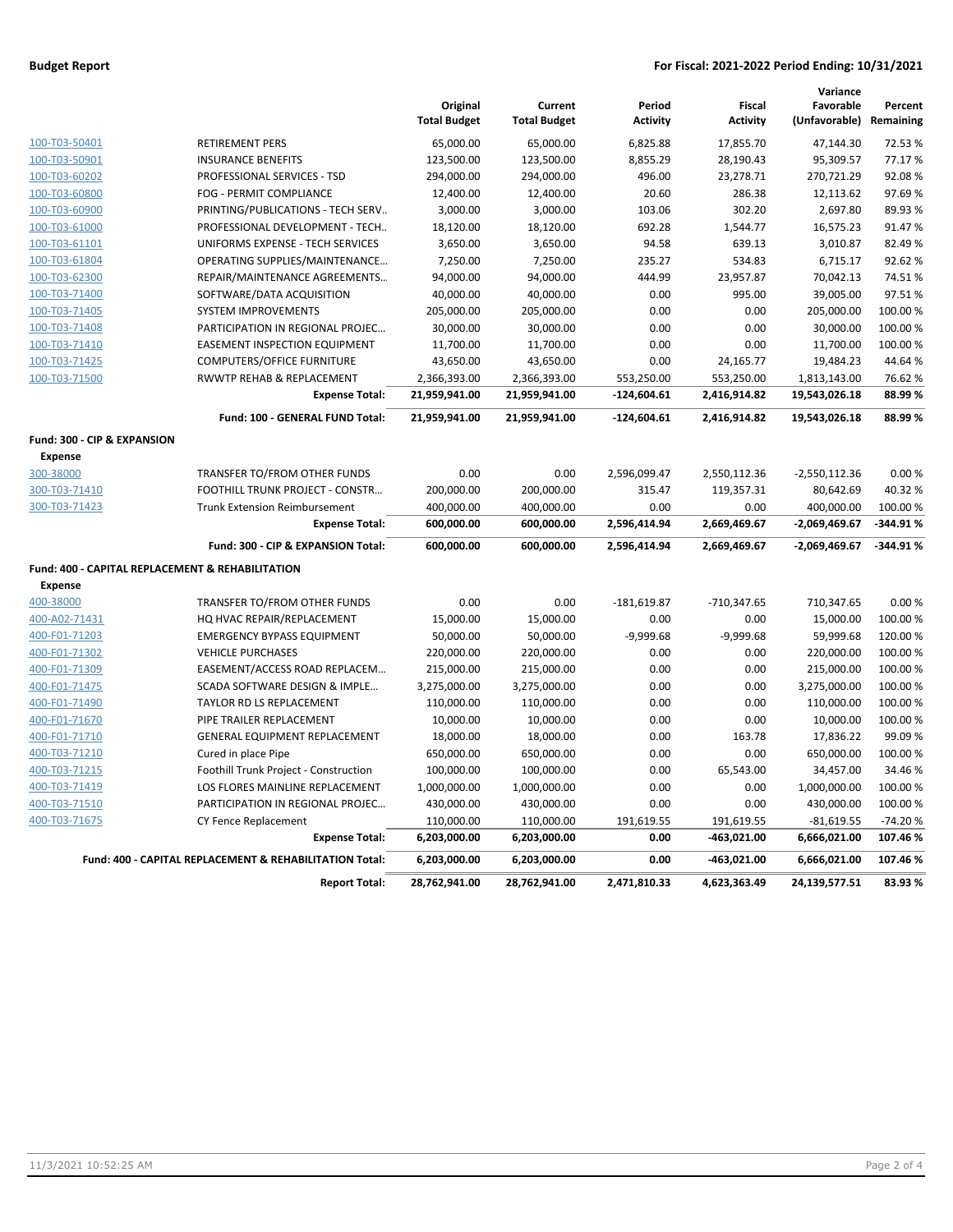**Budget Report** — **For Fiscal: 2021-2022 Period Ending: 10/31/2021**

| | | Original Total Budget | Current Total Budget | Period Activity | Fiscal Activity | Variance Favorable (Unfavorable) | Percent Remaining |
|---|---|---|---|---|---|---|---|
| 100-T03-50401 | RETIREMENT PERS | 65,000.00 | 65,000.00 | 6,825.88 | 17,855.70 | 47,144.30 | 72.53 % |
| 100-T03-50901 | INSURANCE BENEFITS | 123,500.00 | 123,500.00 | 8,855.29 | 28,190.43 | 95,309.57 | 77.17 % |
| 100-T03-60202 | PROFESSIONAL SERVICES - TSD | 294,000.00 | 294,000.00 | 496.00 | 23,278.71 | 270,721.29 | 92.08 % |
| 100-T03-60800 | FOG - PERMIT COMPLIANCE | 12,400.00 | 12,400.00 | 20.60 | 286.38 | 12,113.62 | 97.69 % |
| 100-T03-60900 | PRINTING/PUBLICATIONS - TECH SERV.. | 3,000.00 | 3,000.00 | 103.06 | 302.20 | 2,697.80 | 89.93 % |
| 100-T03-61000 | PROFESSIONAL DEVELOPMENT - TECH.. | 18,120.00 | 18,120.00 | 692.28 | 1,544.77 | 16,575.23 | 91.47 % |
| 100-T03-61101 | UNIFORMS EXPENSE - TECH SERVICES | 3,650.00 | 3,650.00 | 94.58 | 639.13 | 3,010.87 | 82.49 % |
| 100-T03-61804 | OPERATING SUPPLIES/MAINTENANCE... | 7,250.00 | 7,250.00 | 235.27 | 534.83 | 6,715.17 | 92.62 % |
| 100-T03-62300 | REPAIR/MAINTENANCE AGREEMENTS... | 94,000.00 | 94,000.00 | 444.99 | 23,957.87 | 70,042.13 | 74.51 % |
| 100-T03-71400 | SOFTWARE/DATA ACQUISITION | 40,000.00 | 40,000.00 | 0.00 | 995.00 | 39,005.00 | 97.51 % |
| 100-T03-71405 | SYSTEM IMPROVEMENTS | 205,000.00 | 205,000.00 | 0.00 | 0.00 | 205,000.00 | 100.00 % |
| 100-T03-71408 | PARTICIPATION IN REGIONAL PROJEC... | 30,000.00 | 30,000.00 | 0.00 | 0.00 | 30,000.00 | 100.00 % |
| 100-T03-71410 | EASEMENT INSPECTION EQUIPMENT | 11,700.00 | 11,700.00 | 0.00 | 0.00 | 11,700.00 | 100.00 % |
| 100-T03-71425 | COMPUTERS/OFFICE FURNITURE | 43,650.00 | 43,650.00 | 0.00 | 24,165.77 | 19,484.23 | 44.64 % |
| 100-T03-71500 | RWWTP REHAB & REPLACEMENT | 2,366,393.00 | 2,366,393.00 | 553,250.00 | 553,250.00 | 1,813,143.00 | 76.62 % |
| | **Expense Total:** | **21,959,941.00** | **21,959,941.00** | **-124,604.61** | **2,416,914.82** | **19,543,026.18** | **88.99 %** |
| | **Fund: 100 - GENERAL FUND Total:** | **21,959,941.00** | **21,959,941.00** | **-124,604.61** | **2,416,914.82** | **19,543,026.18** | **88.99 %** |
| **Fund: 300 - CIP & EXPANSION** | | | | | | | |
| **Expense** | | | | | | | |
| 300-38000 | TRANSFER TO/FROM OTHER FUNDS | 0.00 | 0.00 | 2,596,099.47 | 2,550,112.36 | -2,550,112.36 | 0.00 % |
| 300-T03-71410 | FOOTHILL TRUNK PROJECT - CONSTR... | 200,000.00 | 200,000.00 | 315.47 | 119,357.31 | 80,642.69 | 40.32 % |
| 300-T03-71423 | Trunk Extension Reimbursement | 400,000.00 | 400,000.00 | 0.00 | 0.00 | 400,000.00 | 100.00 % |
| | **Expense Total:** | **600,000.00** | **600,000.00** | **2,596,414.94** | **2,669,469.67** | **-2,069,469.67** | **-344.91 %** |
| | **Fund: 300 - CIP & EXPANSION Total:** | **600,000.00** | **600,000.00** | **2,596,414.94** | **2,669,469.67** | **-2,069,469.67** | **-344.91 %** |
| **Fund: 400 - CAPITAL REPLACEMENT & REHABILITATION** | | | | | | | |
| **Expense** | | | | | | | |
| 400-38000 | TRANSFER TO/FROM OTHER FUNDS | 0.00 | 0.00 | -181,619.87 | -710,347.65 | 710,347.65 | 0.00 % |
| 400-A02-71431 | HQ HVAC REPAIR/REPLACEMENT | 15,000.00 | 15,000.00 | 0.00 | 0.00 | 15,000.00 | 100.00 % |
| 400-F01-71203 | EMERGENCY BYPASS EQUIPMENT | 50,000.00 | 50,000.00 | -9,999.68 | -9,999.68 | 59,999.68 | 120.00 % |
| 400-F01-71302 | VEHICLE PURCHASES | 220,000.00 | 220,000.00 | 0.00 | 0.00 | 220,000.00 | 100.00 % |
| 400-F01-71309 | EASEMENT/ACCESS ROAD REPLACEM... | 215,000.00 | 215,000.00 | 0.00 | 0.00 | 215,000.00 | 100.00 % |
| 400-F01-71475 | SCADA SOFTWARE DESIGN & IMPLE... | 3,275,000.00 | 3,275,000.00 | 0.00 | 0.00 | 3,275,000.00 | 100.00 % |
| 400-F01-71490 | TAYLOR RD LS REPLACEMENT | 110,000.00 | 110,000.00 | 0.00 | 0.00 | 110,000.00 | 100.00 % |
| 400-F01-71670 | PIPE TRAILER REPLACEMENT | 10,000.00 | 10,000.00 | 0.00 | 0.00 | 10,000.00 | 100.00 % |
| 400-F01-71710 | GENERAL EQUIPMENT REPLACEMENT | 18,000.00 | 18,000.00 | 0.00 | 163.78 | 17,836.22 | 99.09 % |
| 400-T03-71210 | Cured in place Pipe | 650,000.00 | 650,000.00 | 0.00 | 0.00 | 650,000.00 | 100.00 % |
| 400-T03-71215 | Foothill Trunk Project - Construction | 100,000.00 | 100,000.00 | 0.00 | 65,543.00 | 34,457.00 | 34.46 % |
| 400-T03-71419 | LOS FLORES MAINLINE REPLACEMENT | 1,000,000.00 | 1,000,000.00 | 0.00 | 0.00 | 1,000,000.00 | 100.00 % |
| 400-T03-71510 | PARTICIPATION IN REGIONAL PROJEC... | 430,000.00 | 430,000.00 | 0.00 | 0.00 | 430,000.00 | 100.00 % |
| 400-T03-71675 | CY Fence Replacement | 110,000.00 | 110,000.00 | 191,619.55 | 191,619.55 | -81,619.55 | -74.20 % |
| | **Expense Total:** | **6,203,000.00** | **6,203,000.00** | **0.00** | **-463,021.00** | **6,666,021.00** | **107.46 %** |
| | **Fund: 400 - CAPITAL REPLACEMENT & REHABILITATION Total:** | **6,203,000.00** | **6,203,000.00** | **0.00** | **-463,021.00** | **6,666,021.00** | **107.46 %** |
| | **Report Total:** | **28,762,941.00** | **28,762,941.00** | **2,471,810.33** | **4,623,363.49** | **24,139,577.51** | **83.93 %** |

11/3/2021 10:52:25 AM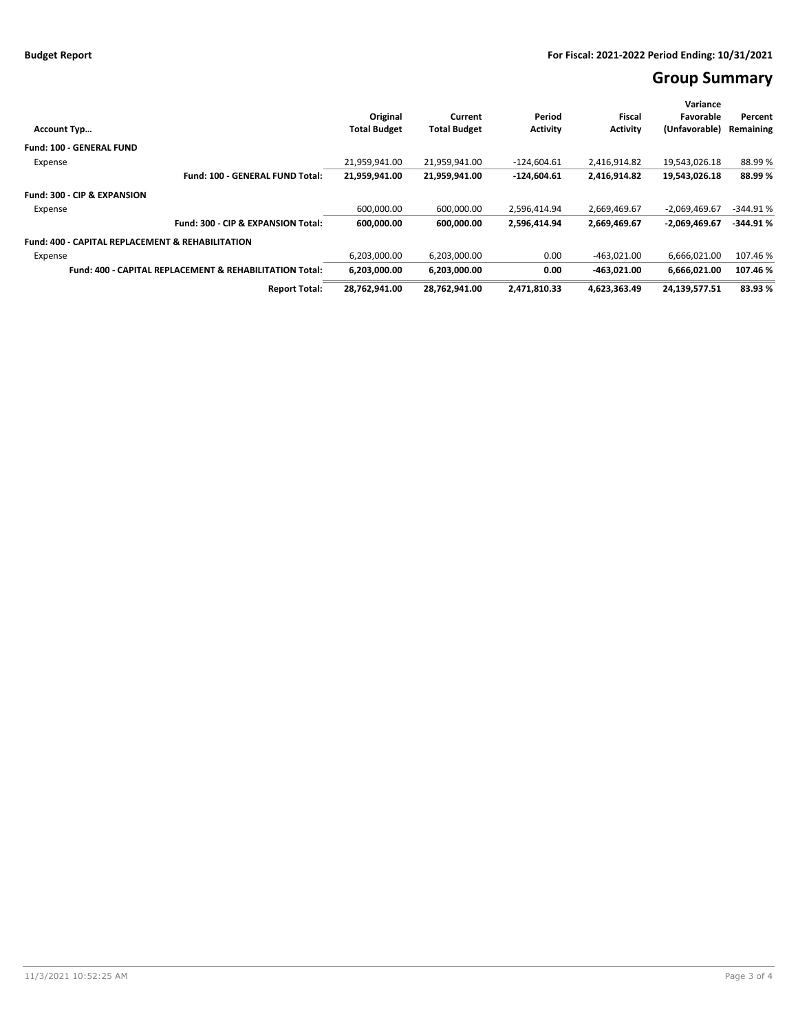**Budget Report** **For Fiscal: 2021-2022 Period Ending: 10/31/2021**

# Group Summary

| Account Typ… | Original Total Budget | Current Total Budget | Period Activity | Fiscal Activity | Variance Favorable (Unfavorable) | Percent Remaining |
|---|---|---|---|---|---|---|
| **Fund: 100 - GENERAL FUND** | | | | | | |
| Expense | 21,959,941.00 | 21,959,941.00 | -124,604.61 | 2,416,914.82 | 19,543,026.18 | 88.99 % |
| **Fund: 100 - GENERAL FUND Total:** | **21,959,941.00** | **21,959,941.00** | **-124,604.61** | **2,416,914.82** | **19,543,026.18** | **88.99 %** |
| **Fund: 300 - CIP & EXPANSION** | | | | | | |
| Expense | 600,000.00 | 600,000.00 | 2,596,414.94 | 2,669,469.67 | -2,069,469.67 | -344.91 % |
| **Fund: 300 - CIP & EXPANSION Total:** | **600,000.00** | **600,000.00** | **2,596,414.94** | **2,669,469.67** | **-2,069,469.67** | **-344.91 %** |
| **Fund: 400 - CAPITAL REPLACEMENT & REHABILITATION** | | | | | | |
| Expense | 6,203,000.00 | 6,203,000.00 | 0.00 | -463,021.00 | 6,666,021.00 | 107.46 % |
| **Fund: 400 - CAPITAL REPLACEMENT & REHABILITATION Total:** | **6,203,000.00** | **6,203,000.00** | **0.00** | **-463,021.00** | **6,666,021.00** | **107.46 %** |
| **Report Total:** | **28,762,941.00** | **28,762,941.00** | **2,471,810.33** | **4,623,363.49** | **24,139,577.51** | **83.93 %** |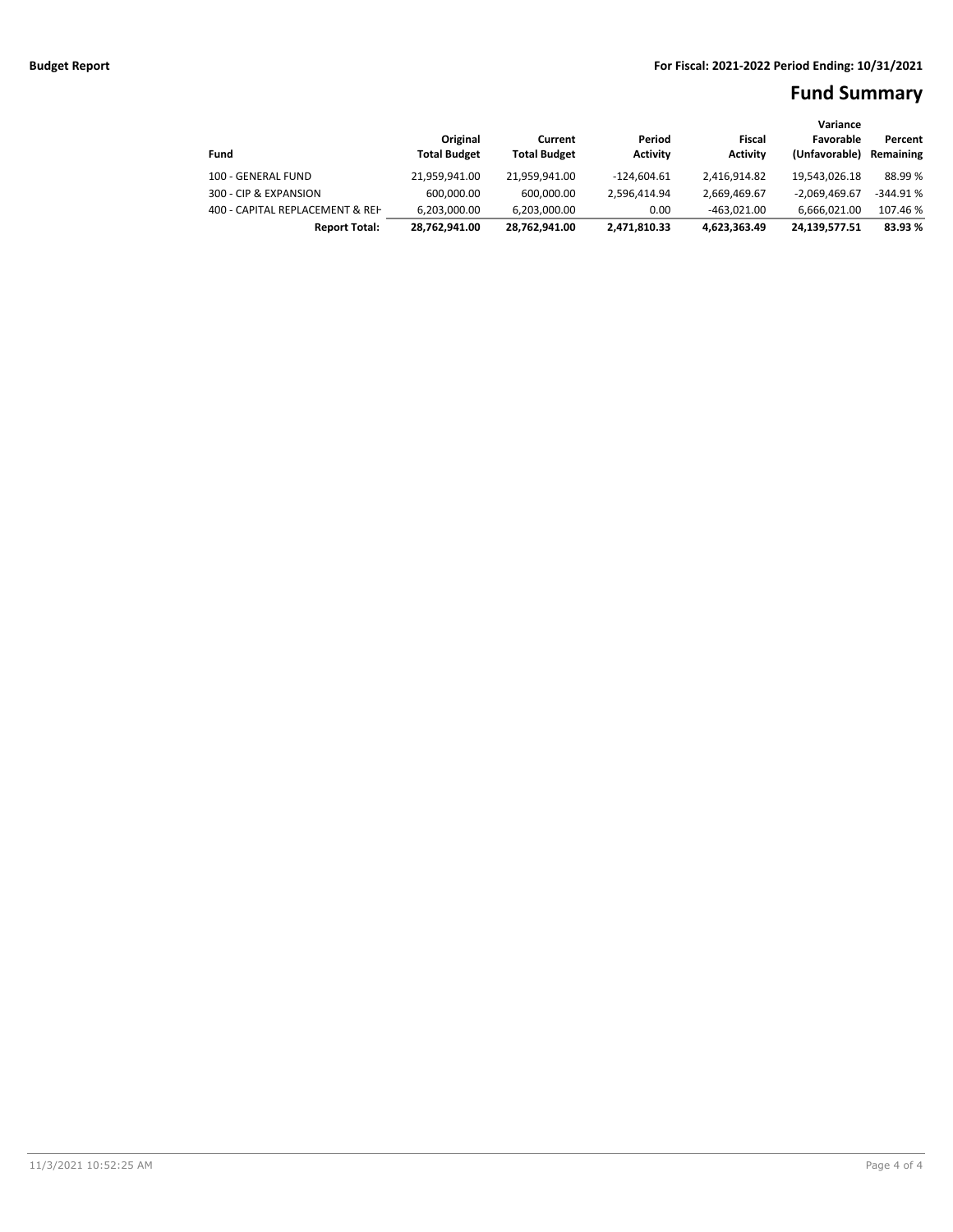**Budget Report** **For Fiscal: 2021-2022 Period Ending: 10/31/2021**

# Fund Summary

| Fund | Original Total Budget | Current Total Budget | Period Activity | Fiscal Activity | Variance Favorable (Unfavorable) | Percent Remaining |
|---|---|---|---|---|---|---|
| 100 - GENERAL FUND | 21,959,941.00 | 21,959,941.00 | -124,604.61 | 2,416,914.82 | 19,543,026.18 | 88.99 % |
| 300 - CIP & EXPANSION | 600,000.00 | 600,000.00 | 2,596,414.94 | 2,669,469.67 | -2,069,469.67 | -344.91 % |
| 400 - CAPITAL REPLACEMENT & REH | 6,203,000.00 | 6,203,000.00 | 0.00 | -463,021.00 | 6,666,021.00 | 107.46 % |
| **Report Total:** | **28,762,941.00** | **28,762,941.00** | **2,471,810.33** | **4,623,363.49** | **24,139,577.51** | **83.93 %** |

11/3/2021 10:52:25 AM